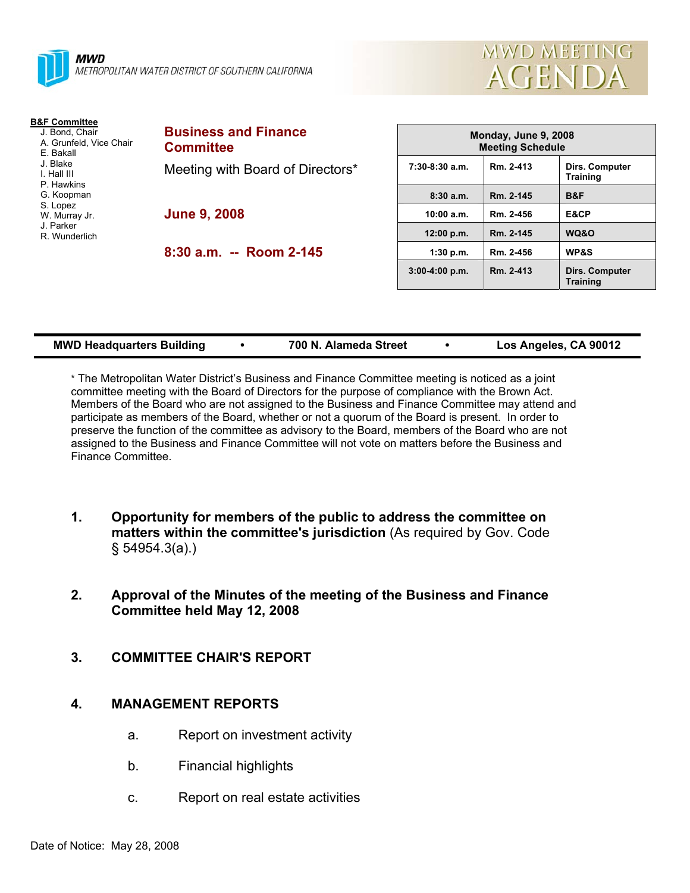**MWD**
METROPOLITAN WATER DISTRICT OF SOUTHERN CALIFORNIA

# MWD MEETING AGENDA

**B&F Committee**
- J. Bond, Chair
- A. Grunfeld, Vice Chair
- E. Bakall
- J. Blake
- I. Hall III
- P. Hawkins
- G. Koopman
- S. Lopez
- W. Murray Jr.
- J. Parker
- R. Wunderlich

## Business and Finance Committee

Meeting with Board of Directors*

**June 9, 2008**

**8:30 a.m. -- Room 2-145**

| Monday, June 9, 2008 Meeting Schedule | | |
|---|---|---|
| 7:30-8:30 a.m. | Rm. 2-413 | Dirs. Computer Training |
| 8:30 a.m. | Rm. 2-145 | B&F |
| 10:00 a.m. | Rm. 2-456 | E&CP |
| 12:00 p.m. | Rm. 2-145 | WQ&O |
| 1:30 p.m. | Rm. 2-456 | WP&S |
| 3:00-4:00 p.m. | Rm. 2-413 | Dirs. Computer Training |

**MWD Headquarters Building • 700 N. Alameda Street • Los Angeles, CA 90012**

* The Metropolitan Water District's Business and Finance Committee meeting is noticed as a joint committee meeting with the Board of Directors for the purpose of compliance with the Brown Act. Members of the Board who are not assigned to the Business and Finance Committee may attend and participate as members of the Board, whether or not a quorum of the Board is present. In order to preserve the function of the committee as advisory to the Board, members of the Board who are not assigned to the Business and Finance Committee will not vote on matters before the Business and Finance Committee.

1. **Opportunity for members of the public to address the committee on matters within the committee's jurisdiction** (As required by Gov. Code § 54954.3(a).)

2. **Approval of the Minutes of the meeting of the Business and Finance Committee held May 12, 2008**

3. **COMMITTEE CHAIR'S REPORT**

4. **MANAGEMENT REPORTS**

   a. Report on investment activity

   b. Financial highlights

   c. Report on real estate activities

Date of Notice: May 28, 2008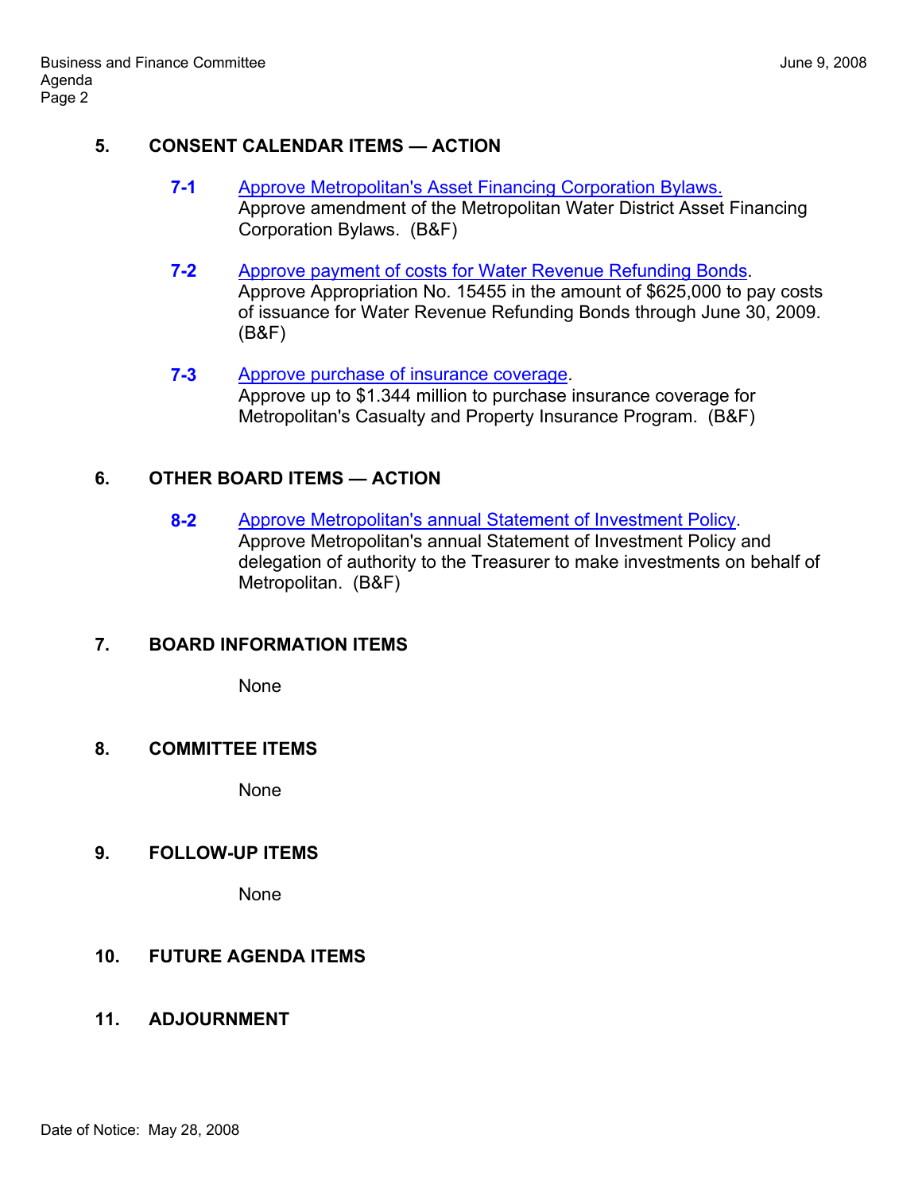## 5. CONSENT CALENDAR ITEMS — ACTION

**7-1** Approve Metropolitan's Asset Financing Corporation Bylaws.
Approve amendment of the Metropolitan Water District Asset Financing Corporation Bylaws. (B&F)

**7-2** Approve payment of costs for Water Revenue Refunding Bonds.
Approve Appropriation No. 15455 in the amount of $625,000 to pay costs of issuance for Water Revenue Refunding Bonds through June 30, 2009. (B&F)

**7-3** Approve purchase of insurance coverage.
Approve up to $1.344 million to purchase insurance coverage for Metropolitan's Casualty and Property Insurance Program. (B&F)

## 6. OTHER BOARD ITEMS — ACTION

**8-2** Approve Metropolitan's annual Statement of Investment Policy.
Approve Metropolitan's annual Statement of Investment Policy and delegation of authority to the Treasurer to make investments on behalf of Metropolitan. (B&F)

## 7. BOARD INFORMATION ITEMS

None

## 8. COMMITTEE ITEMS

None

## 9. FOLLOW-UP ITEMS

None

## 10. FUTURE AGENDA ITEMS

## 11. ADJOURNMENT

Date of Notice: May 28, 2008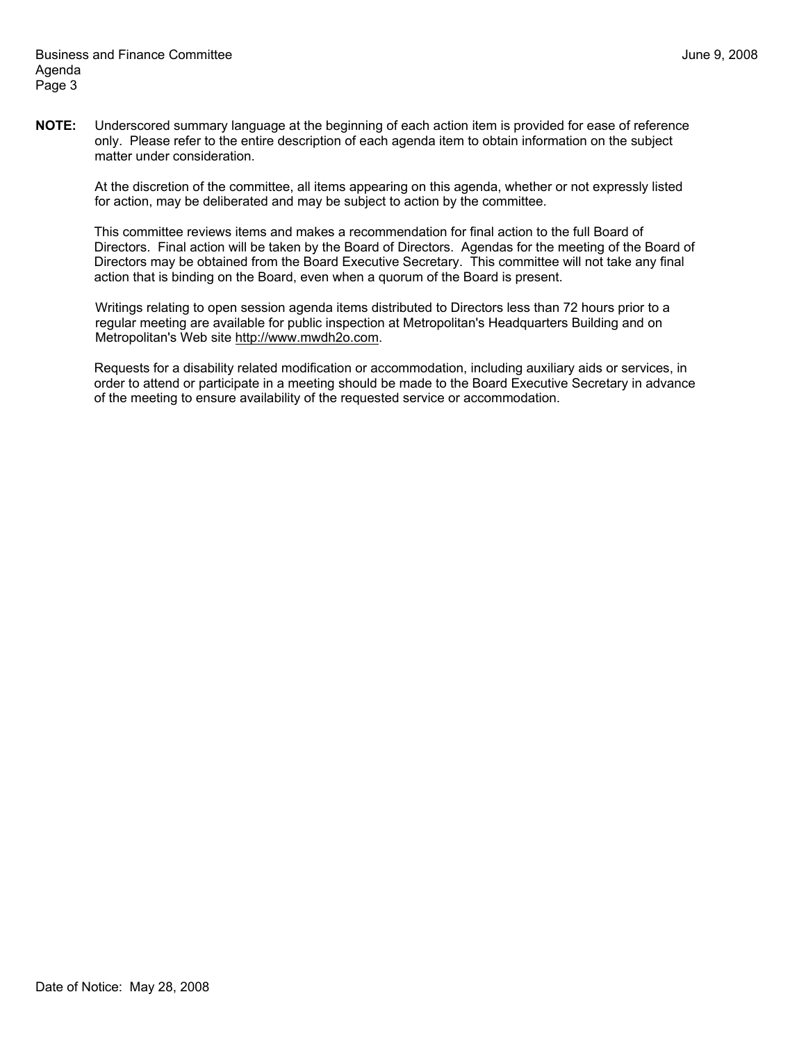**NOTE:** Underscored summary language at the beginning of each action item is provided for ease of reference only. Please refer to the entire description of each agenda item to obtain information on the subject matter under consideration.

At the discretion of the committee, all items appearing on this agenda, whether or not expressly listed for action, may be deliberated and may be subject to action by the committee.

This committee reviews items and makes a recommendation for final action to the full Board of Directors. Final action will be taken by the Board of Directors. Agendas for the meeting of the Board of Directors may be obtained from the Board Executive Secretary. This committee will not take any final action that is binding on the Board, even when a quorum of the Board is present.

Writings relating to open session agenda items distributed to Directors less than 72 hours prior to a regular meeting are available for public inspection at Metropolitan's Headquarters Building and on Metropolitan's Web site http://www.mwdh2o.com.

Requests for a disability related modification or accommodation, including auxiliary aids or services, in order to attend or participate in a meeting should be made to the Board Executive Secretary in advance of the meeting to ensure availability of the requested service or accommodation.

Date of Notice: May 28, 2008